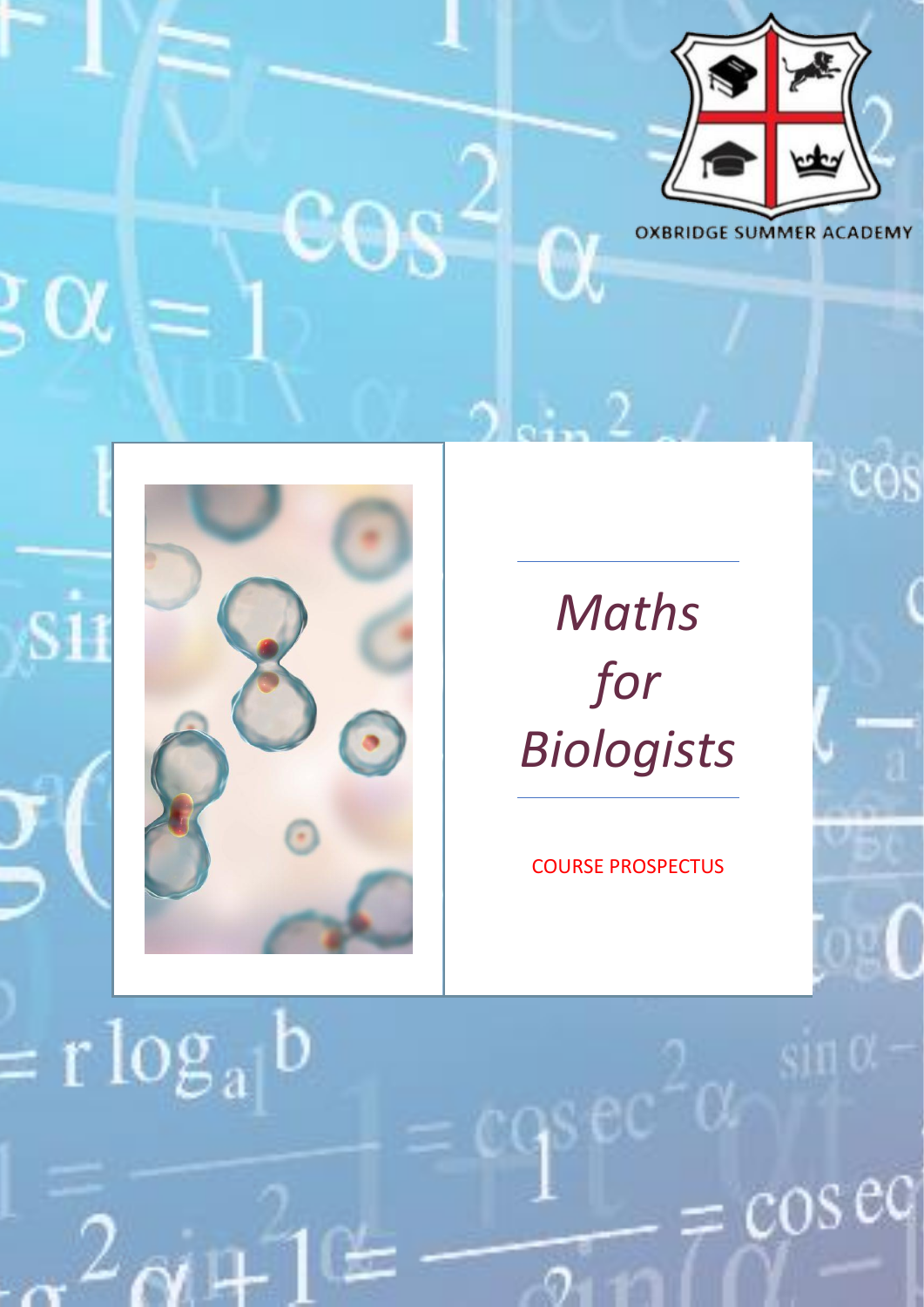OXBRIDGE SUMMER ACADEMY

# *Maths for Biologists*

COURSE PROSPECTUS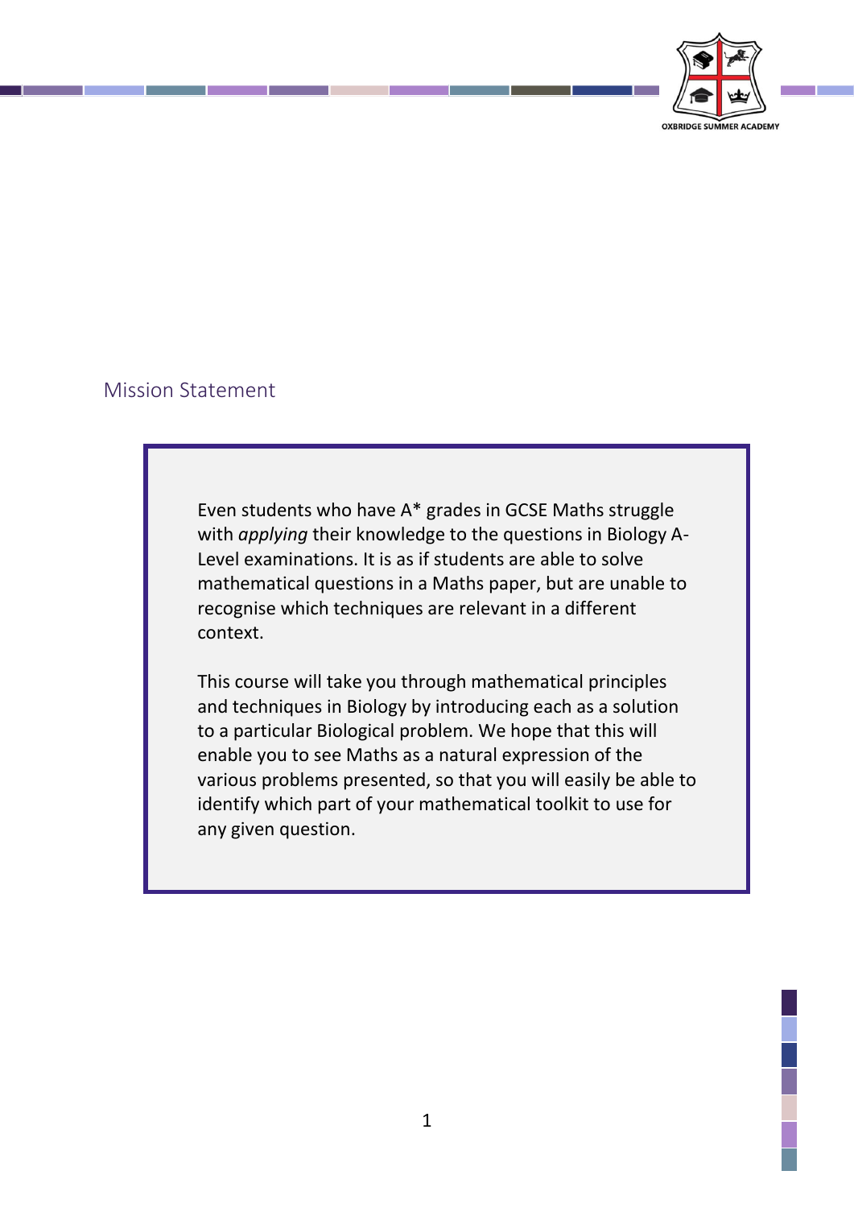## Mission Statement

Even students who have A* grades in GCSE Maths struggle with *applying* their knowledge to the questions in Biology A-Level examinations. It is as if students are able to solve mathematical questions in a Maths paper, but are unable to recognise which techniques are relevant in a different context.

This course will take you through mathematical principles and techniques in Biology by introducing each as a solution to a particular Biological problem. We hope that this will enable you to see Maths as a natural expression of the various problems presented, so that you will easily be able to identify which part of your mathematical toolkit to use for any given question.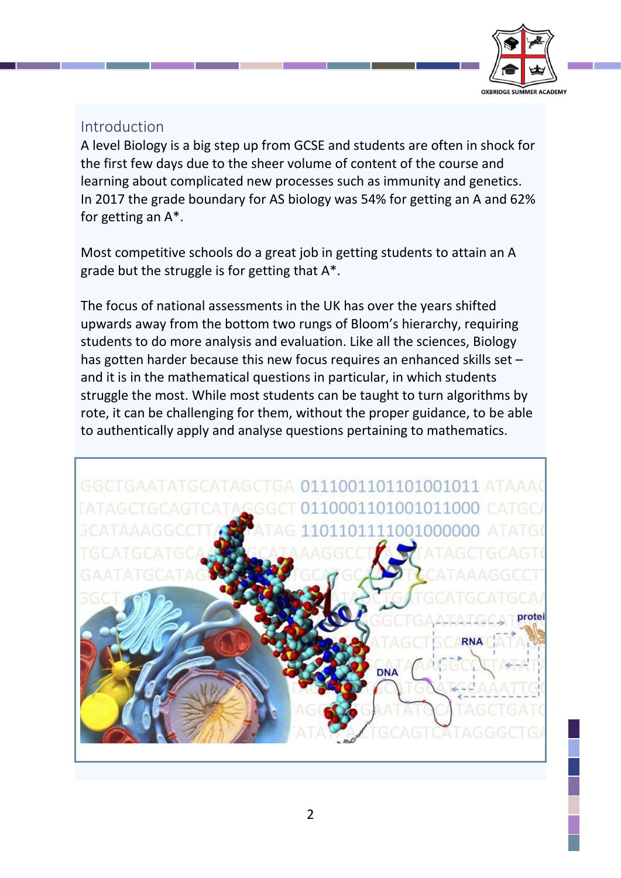## Introduction

A level Biology is a big step up from GCSE and students are often in shock for the first few days due to the sheer volume of content of the course and learning about complicated new processes such as immunity and genetics. In 2017 the grade boundary for AS biology was 54% for getting an A and 62% for getting an A*.

Most competitive schools do a great job in getting students to attain an A grade but the struggle is for getting that A*.

The focus of national assessments in the UK has over the years shifted upwards away from the bottom two rungs of Bloom's hierarchy, requiring students to do more analysis and evaluation. Like all the sciences, Biology has gotten harder because this new focus requires an enhanced skills set – and it is in the mathematical questions in particular, in which students struggle the most. While most students can be taught to turn algorithms by rote, it can be challenging for them, without the proper guidance, to be able to authentically apply and analyse questions pertaining to mathematics.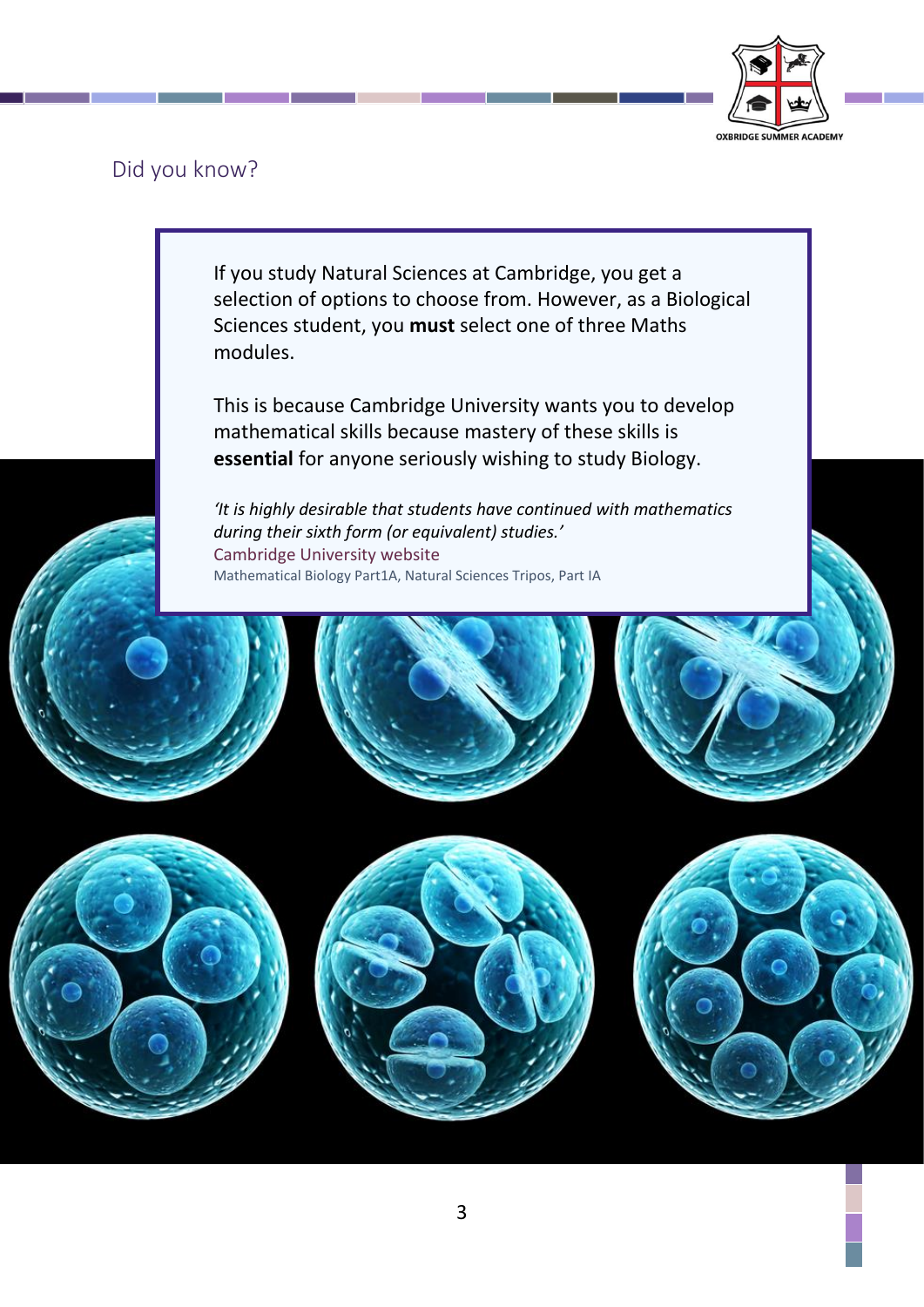## Did you know?

If you study Natural Sciences at Cambridge, you get a selection of options to choose from. However, as a Biological Sciences student, you **must** select one of three Maths modules.

This is because Cambridge University wants you to develop mathematical skills because mastery of these skills is **essential** for anyone seriously wishing to study Biology.

*'It is highly desirable that students have continued with mathematics during their sixth form (or equivalent) studies.'*
Cambridge University website
Mathematical Biology Part1A, Natural Sciences Tripos, Part IA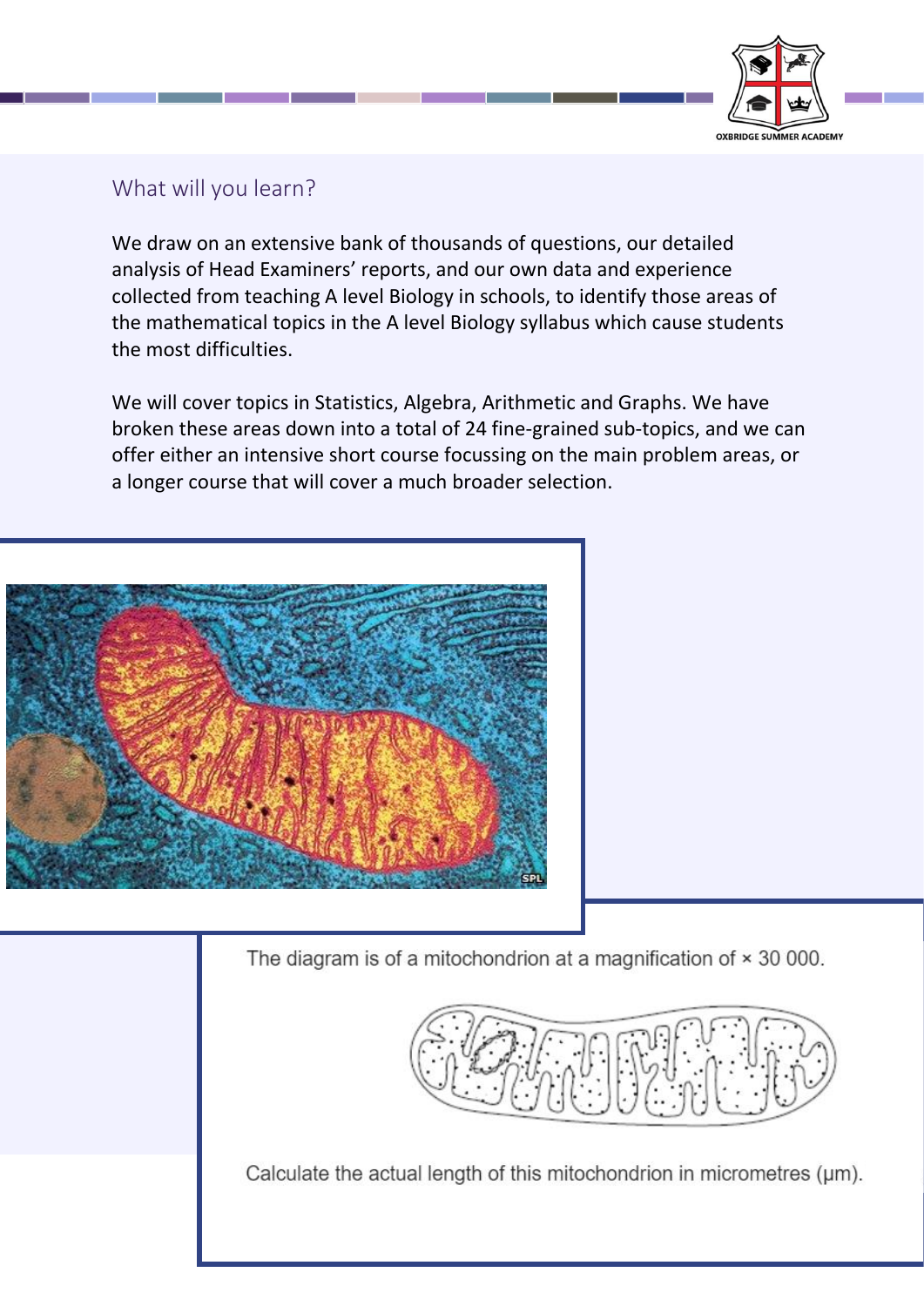## What will you learn?

We draw on an extensive bank of thousands of questions, our detailed analysis of Head Examiners' reports, and our own data and experience collected from teaching A level Biology in schools, to identify those areas of the mathematical topics in the A level Biology syllabus which cause students the most difficulties.

We will cover topics in Statistics, Algebra, Arithmetic and Graphs. We have broken these areas down into a total of 24 fine-grained sub-topics, and we can offer either an intensive short course focussing on the main problem areas, or a longer course that will cover a much broader selection.

The diagram is of a mitochondrion at a magnification of × 30 000.

Calculate the actual length of this mitochondrion in micrometres (μm).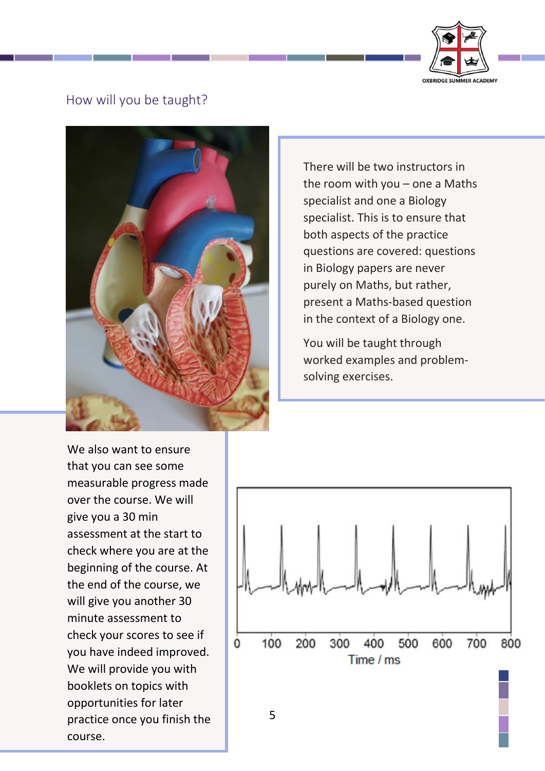## How will you be taught?

There will be two instructors in the room with you – one a Maths specialist and one a Biology specialist. This is to ensure that both aspects of the practice questions are covered: questions in Biology papers are never purely on Maths, but rather, present a Maths-based question in the context of a Biology one.

You will be taught through worked examples and problem-solving exercises.

We also want to ensure that you can see some measurable progress made over the course. We will give you a 30 min assessment at the start to check where you are at the beginning of the course. At the end of the course, we will give you another 30 minute assessment to check your scores to see if you have indeed improved. We will provide you with booklets on topics with opportunities for later practice once you finish the course.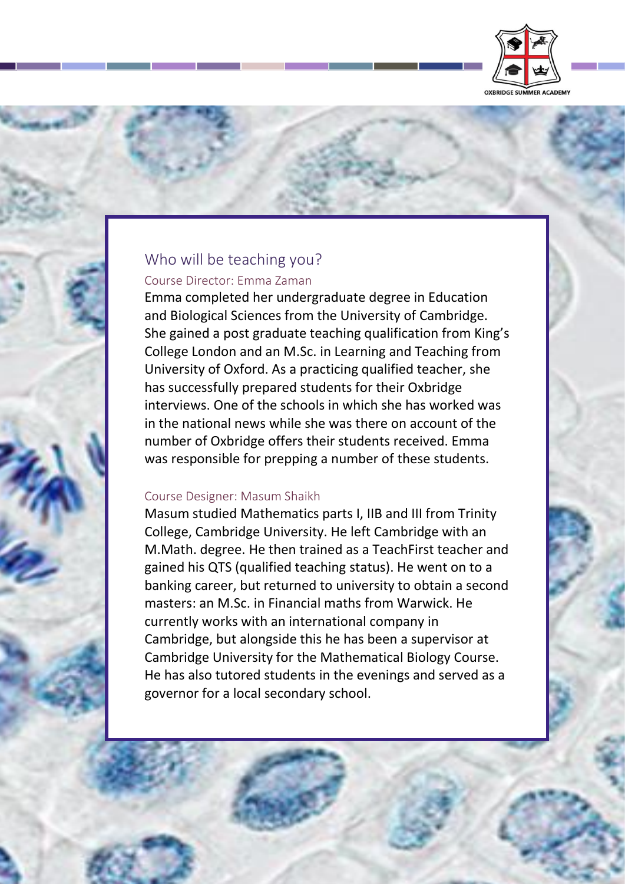## Who will be teaching you?

### Course Director: Emma Zaman

Emma completed her undergraduate degree in Education and Biological Sciences from the University of Cambridge. She gained a post graduate teaching qualification from King's College London and an M.Sc. in Learning and Teaching from University of Oxford. As a practicing qualified teacher, she has successfully prepared students for their Oxbridge interviews. One of the schools in which she has worked was in the national news while she was there on account of the number of Oxbridge offers their students received. Emma was responsible for prepping a number of these students.

### Course Designer: Masum Shaikh

Masum studied Mathematics parts I, IIB and III from Trinity College, Cambridge University. He left Cambridge with an M.Math. degree. He then trained as a TeachFirst teacher and gained his QTS (qualified teaching status). He went on to a banking career, but returned to university to obtain a second masters: an M.Sc. in Financial maths from Warwick. He currently works with an international company in Cambridge, but alongside this he has been a supervisor at Cambridge University for the Mathematical Biology Course. He has also tutored students in the evenings and served as a governor for a local secondary school.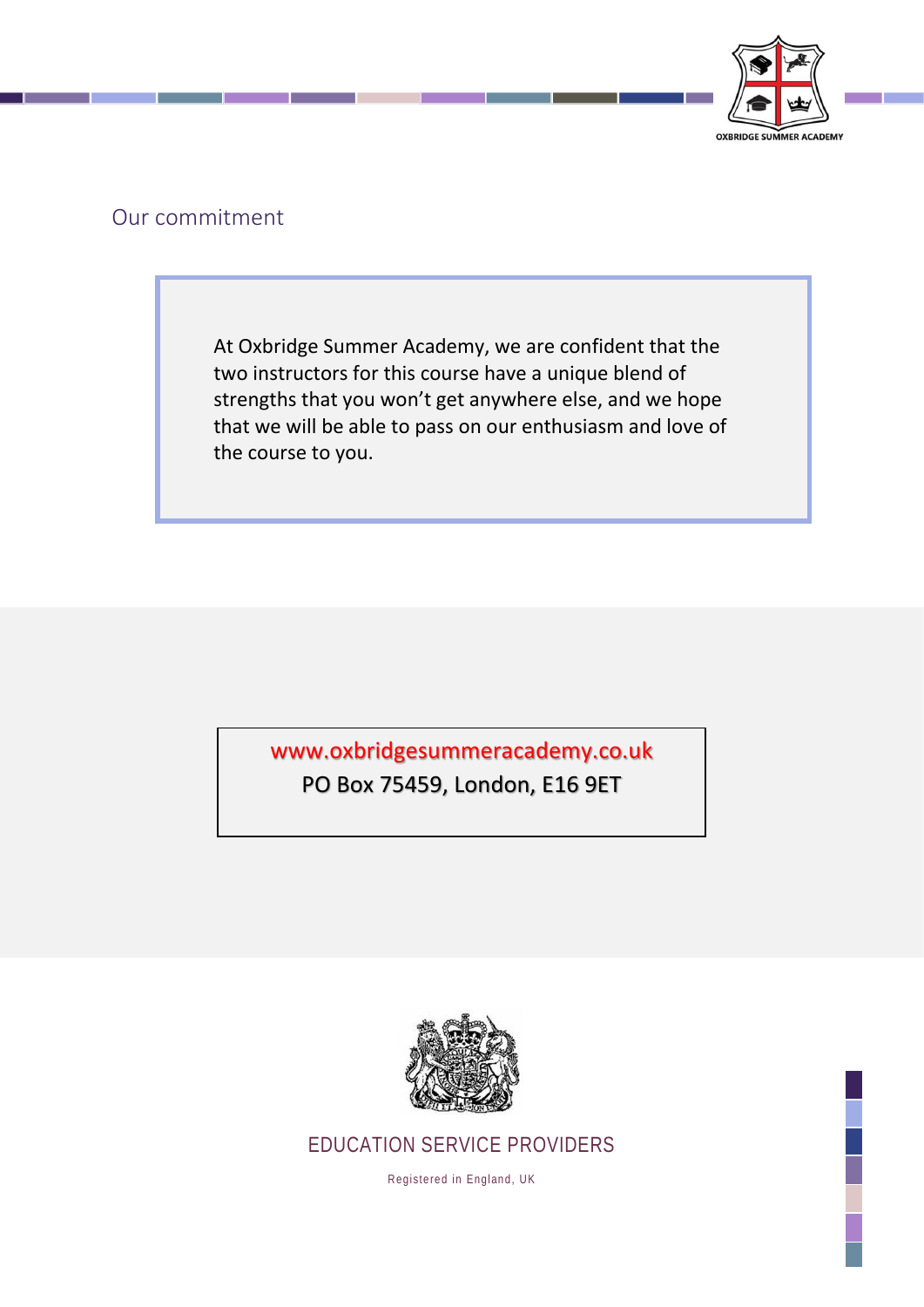## Our commitment

At Oxbridge Summer Academy, we are confident that the two instructors for this course have a unique blend of strengths that you won't get anywhere else, and we hope that we will be able to pass on our enthusiasm and love of the course to you.

www.oxbridgesummeracademy.co.uk

PO Box 75459, London, E16 9ET

EDUCATION SERVICE PROVIDERS

Registered in England, UK